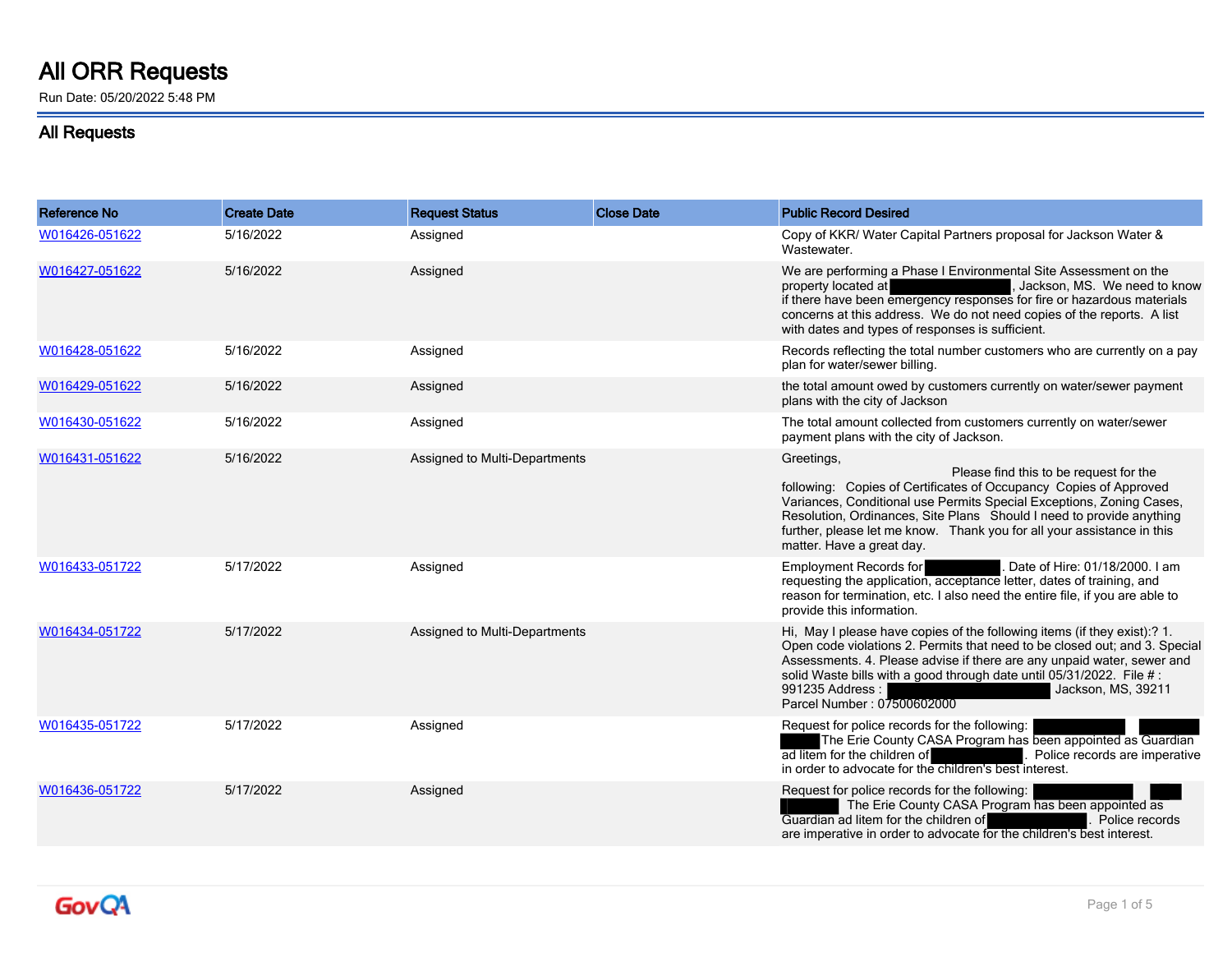# All ORR Requests

Run Date: 05/20/2022 5:48 PM

## All Requests

| Reference No | Create Date | Request Status | Close Date | Public Record Desired |
|---|---|---|---|---|
| W016426-051622 | 5/16/2022 | Assigned | | Copy of KKR/ Water Capital Partners proposal for Jackson Water & Wastewater. |
| W016427-051622 | 5/16/2022 | Assigned | | We are performing a Phase I Environmental Site Assessment on the property located at [REDACTED], Jackson, MS. We need to know if there have been emergency responses for fire or hazardous materials concerns at this address. We do not need copies of the reports. A list with dates and types of responses is sufficient. |
| W016428-051622 | 5/16/2022 | Assigned | | Records reflecting the total number customers who are currently on a pay plan for water/sewer billing. |
| W016429-051622 | 5/16/2022 | Assigned | | the total amount owed by customers currently on water/sewer payment plans with the city of Jackson |
| W016430-051622 | 5/16/2022 | Assigned | | The total amount collected from customers currently on water/sewer payment plans with the city of Jackson. |
| W016431-051622 | 5/16/2022 | Assigned to Multi-Departments | | Greetings, Please find this to be request for the following: Copies of Certificates of Occupancy Copies of Approved Variances, Conditional use Permits Special Exceptions, Zoning Cases, Resolution, Ordinances, Site Plans Should I need to provide anything further, please let me know. Thank you for all your assistance in this matter. Have a great day. |
| W016433-051722 | 5/17/2022 | Assigned | | Employment Records for [REDACTED]. Date of Hire: 01/18/2000. I am requesting the application, acceptance letter, dates of training, and reason for termination, etc. I also need the entire file, if you are able to provide this information. |
| W016434-051722 | 5/17/2022 | Assigned to Multi-Departments | | Hi, May I please have copies of the following items (if they exist):? 1. Open code violations 2. Permits that need to be closed out; and 3. Special Assessments. 4. Please advise if there are any unpaid water, sewer and solid Waste bills with a good through date until 05/31/2022. File # : 991235 Address : [REDACTED] Jackson, MS, 39211 Parcel Number : 07500602000 |
| W016435-051722 | 5/17/2022 | Assigned | | Request for police records for the following: [REDACTED] The Erie County CASA Program has been appointed as Guardian ad litem for the children of [REDACTED]. Police records are imperative in order to advocate for the children's best interest. |
| W016436-051722 | 5/17/2022 | Assigned | | Request for police records for the following: [REDACTED] The Erie County CASA Program has been appointed as Guardian ad litem for the children of [REDACTED]. Police records are imperative in order to advocate for the children's best interest. |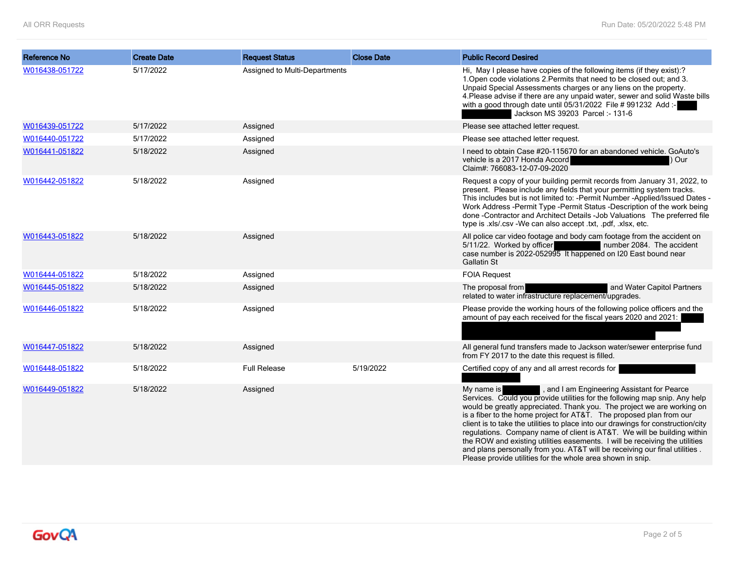| Reference No | Create Date | Request Status | Close Date | Public Record Desired |
|---|---|---|---|---|
| W016438-051722 | 5/17/2022 | Assigned to Multi-Departments | | Hi, May I please have copies of the following items (if they exist):? 1.Open code violations 2.Permits that need to be closed out; and 3. Unpaid Special Assessments charges or any liens on the property. 4.Please advise if there are any unpaid water, sewer and solid Waste bills with a good through date until 05/31/2022 File # 991232 Add :- [redacted] Jackson MS 39203 Parcel :- 131-6 |
| W016439-051722 | 5/17/2022 | Assigned | | Please see attached letter request. |
| W016440-051722 | 5/17/2022 | Assigned | | Please see attached letter request. |
| W016441-051822 | 5/18/2022 | Assigned | | I need to obtain Case #20-115670 for an abandoned vehicle. GoAuto's vehicle is a 2017 Honda Accord [redacted]) Our Claim#: 766083-12-07-09-2020 |
| W016442-051822 | 5/18/2022 | Assigned | | Request a copy of your building permit records from January 31, 2022, to present. Please include any fields that your permitting system tracks. This includes but is not limited to: -Permit Number -Applied/Issued Dates -Work Address -Permit Type -Permit Status -Description of the work being done -Contractor and Architect Details -Job Valuations The preferred file type is .xls/.csv -We can also accept .txt, .pdf, .xlsx, etc. |
| W016443-051822 | 5/18/2022 | Assigned | | All police car video footage and body cam footage from the accident on 5/11/22. Worked by officer [redacted] number 2084. The accident case number is 2022-052995 It happened on I20 East bound near Gallatin St |
| W016444-051822 | 5/18/2022 | Assigned | | FOIA Request |
| W016445-051822 | 5/18/2022 | Assigned | | The proposal from [redacted] and Water Capitol Partners related to water infrastructure replacement/upgrades. |
| W016446-051822 | 5/18/2022 | Assigned | | Please provide the working hours of the following police officers and the amount of pay each received for the fiscal years 2020 and 2021: [redacted] |
| W016447-051822 | 5/18/2022 | Assigned | | All general fund transfers made to Jackson water/sewer enterprise fund from FY 2017 to the date this request is filled. |
| W016448-051822 | 5/18/2022 | Full Release | 5/19/2022 | Certified copy of any and all arrest records for [redacted] |
| W016449-051822 | 5/18/2022 | Assigned | | My name is [redacted], and I am Engineering Assistant for Pearce Services. Could you provide utilities for the following map snip. Any help would be greatly appreciated. Thank you. The project we are working on is a fiber to the home project for AT&T. The proposed plan from our client is to take the utilities to place into our drawings for construction/city regulations. Company name of client is AT&T. We will be building within the ROW and existing utilities easements. I will be receiving the utilities and plans personally from you. AT&T will be receiving our final utilities . Please provide utilities for the whole area shown in snip. |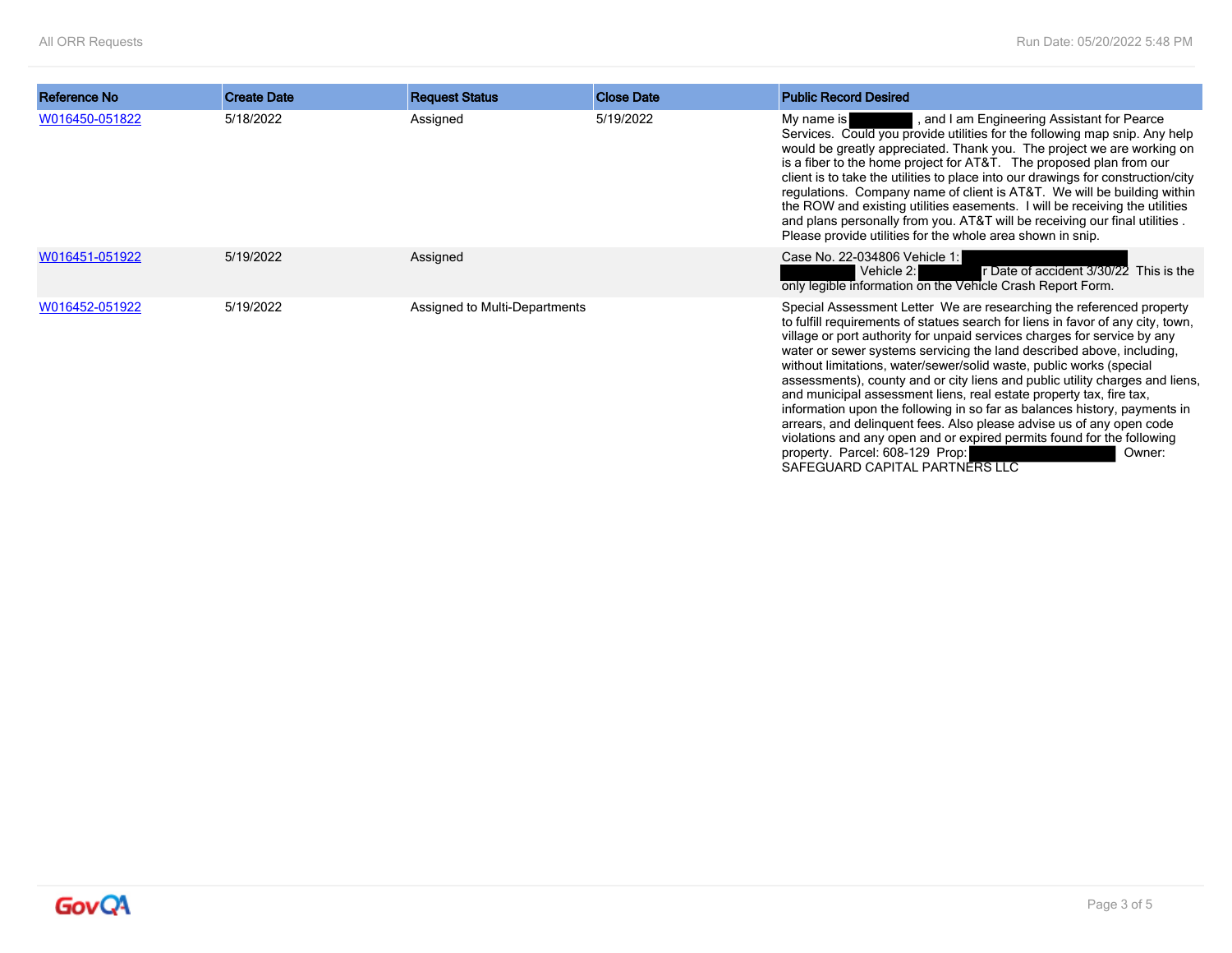| Reference No | Create Date | Request Status | Close Date | Public Record Desired |
|---|---|---|---|---|
| W016450-051822 | 5/18/2022 | Assigned | 5/19/2022 | My name is , and I am Engineering Assistant for Pearce Services. Could you provide utilities for the following map snip. Any help would be greatly appreciated. Thank you. The project we are working on is a fiber to the home project for AT&T. The proposed plan from our client is to take the utilities to place into our drawings for construction/city regulations. Company name of client is AT&T. We will be building within the ROW and existing utilities easements. I will be receiving the utilities and plans personally from you. AT&T will be receiving our final utilities . Please provide utilities for the whole area shown in snip. |
| W016451-051922 | 5/19/2022 | Assigned | | Case No. 22-034806 Vehicle 1: Vehicle 2: r Date of accident 3/30/22 This is the only legible information on the Vehicle Crash Report Form. |
| W016452-051922 | 5/19/2022 | Assigned to Multi-Departments | | Special Assessment Letter We are researching the referenced property to fulfill requirements of statues search for liens in favor of any city, town, village or port authority for unpaid services charges for service by any water or sewer systems servicing the land described above, including, without limitations, water/sewer/solid waste, public works (special assessments), county and or city liens and public utility charges and liens, and municipal assessment liens, real estate property tax, fire tax, information upon the following in so far as balances history, payments in arrears, and delinquent fees. Also please advise us of any open code violations and any open and or expired permits found for the following property. Parcel: 608-129 Prop: Owner: SAFEGUARD CAPITAL PARTNERS LLC |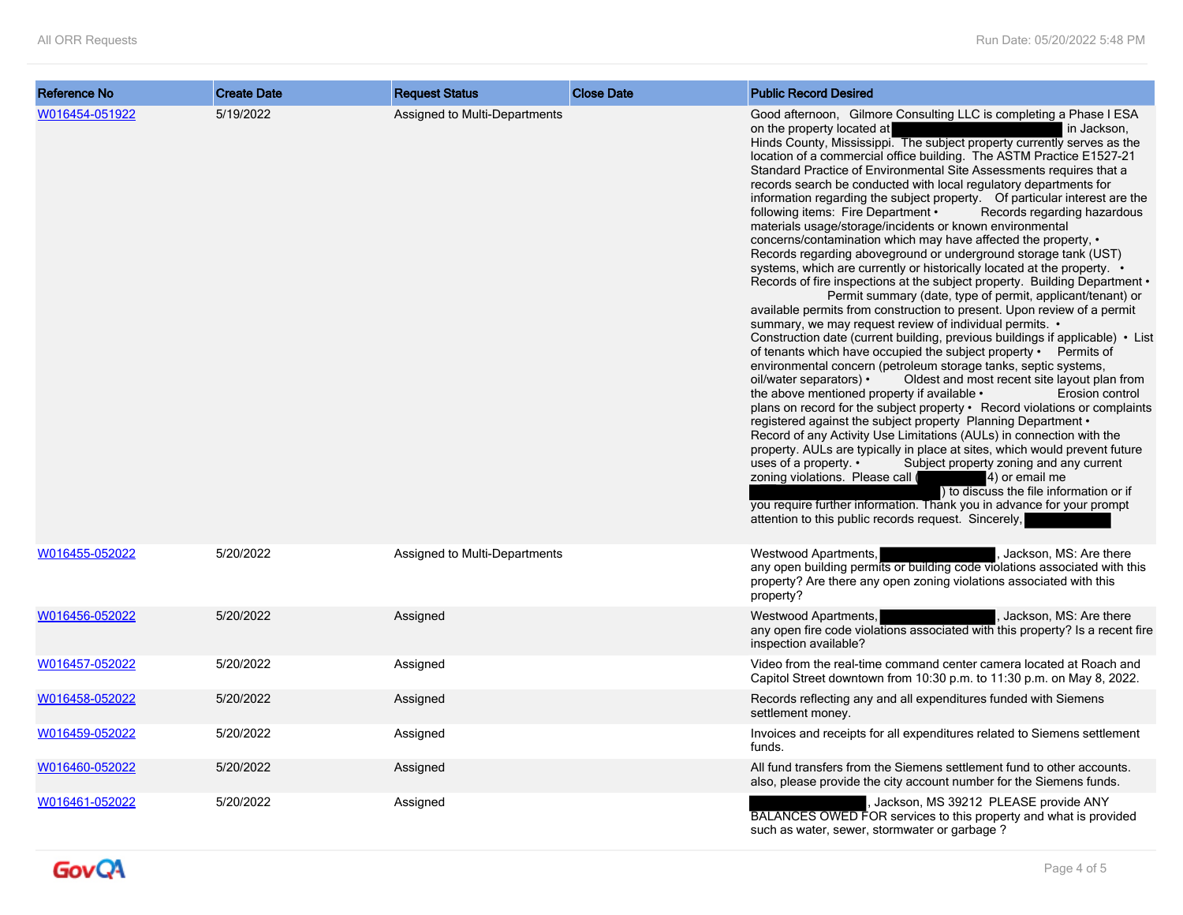| Reference No | Create Date | Request Status | Close Date | Public Record Desired |
|---|---|---|---|---|
| W016454-051922 | 5/19/2022 | Assigned to Multi-Departments | | Good afternoon, Gilmore Consulting LLC is completing a Phase I ESA on the property located at [REDACTED] in Jackson, Hinds County, Mississippi. The subject property currently serves as the location of a commercial office building. The ASTM Practice E1527-21 Standard Practice of Environmental Site Assessments requires that a records search be conducted with local regulatory departments for information regarding the subject property. Of particular interest are the following items: Fire Department • Records regarding hazardous materials usage/storage/incidents or known environmental concerns/contamination which may have affected the property, • Records regarding aboveground or underground storage tank (UST) systems, which are currently or historically located at the property. • Records of fire inspections at the subject property. Building Department • Permit summary (date, type of permit, applicant/tenant) or available permits from construction to present. Upon review of a permit summary, we may request review of individual permits. • Construction date (current building, previous buildings if applicable) • List of tenants which have occupied the subject property • Permits of environmental concern (petroleum storage tanks, septic systems, oil/water separators) • Oldest and most recent site layout plan from the above mentioned property if available • Erosion control plans on record for the subject property • Record violations or complaints registered against the subject property Planning Department • Record of any Activity Use Limitations (AULs) in connection with the property. AULs are typically in place at sites, which would prevent future uses of a property. • Subject property zoning and any current zoning violations. Please call ([REDACTED]4) or email me [REDACTED]) to discuss the file information or if you require further information. Thank you in advance for your prompt attention to this public records request. Sincerely, [REDACTED] |
| W016455-052022 | 5/20/2022 | Assigned to Multi-Departments | | Westwood Apartments, [REDACTED], Jackson, MS: Are there any open building permits or building code violations associated with this property? Are there any open zoning violations associated with this property? |
| W016456-052022 | 5/20/2022 | Assigned | | Westwood Apartments, [REDACTED], Jackson, MS: Are there any open fire code violations associated with this property? Is a recent fire inspection available? |
| W016457-052022 | 5/20/2022 | Assigned | | Video from the real-time command center camera located at Roach and Capitol Street downtown from 10:30 p.m. to 11:30 p.m. on May 8, 2022. |
| W016458-052022 | 5/20/2022 | Assigned | | Records reflecting any and all expenditures funded with Siemens settlement money. |
| W016459-052022 | 5/20/2022 | Assigned | | Invoices and receipts for all expenditures related to Siemens settlement funds. |
| W016460-052022 | 5/20/2022 | Assigned | | All fund transfers from the Siemens settlement fund to other accounts. also, please provide the city account number for the Siemens funds. |
| W016461-052022 | 5/20/2022 | Assigned | | [REDACTED], Jackson, MS 39212 PLEASE provide ANY BALANCES OWED FOR services to this property and what is provided such as water, sewer, stormwater or garbage ? |